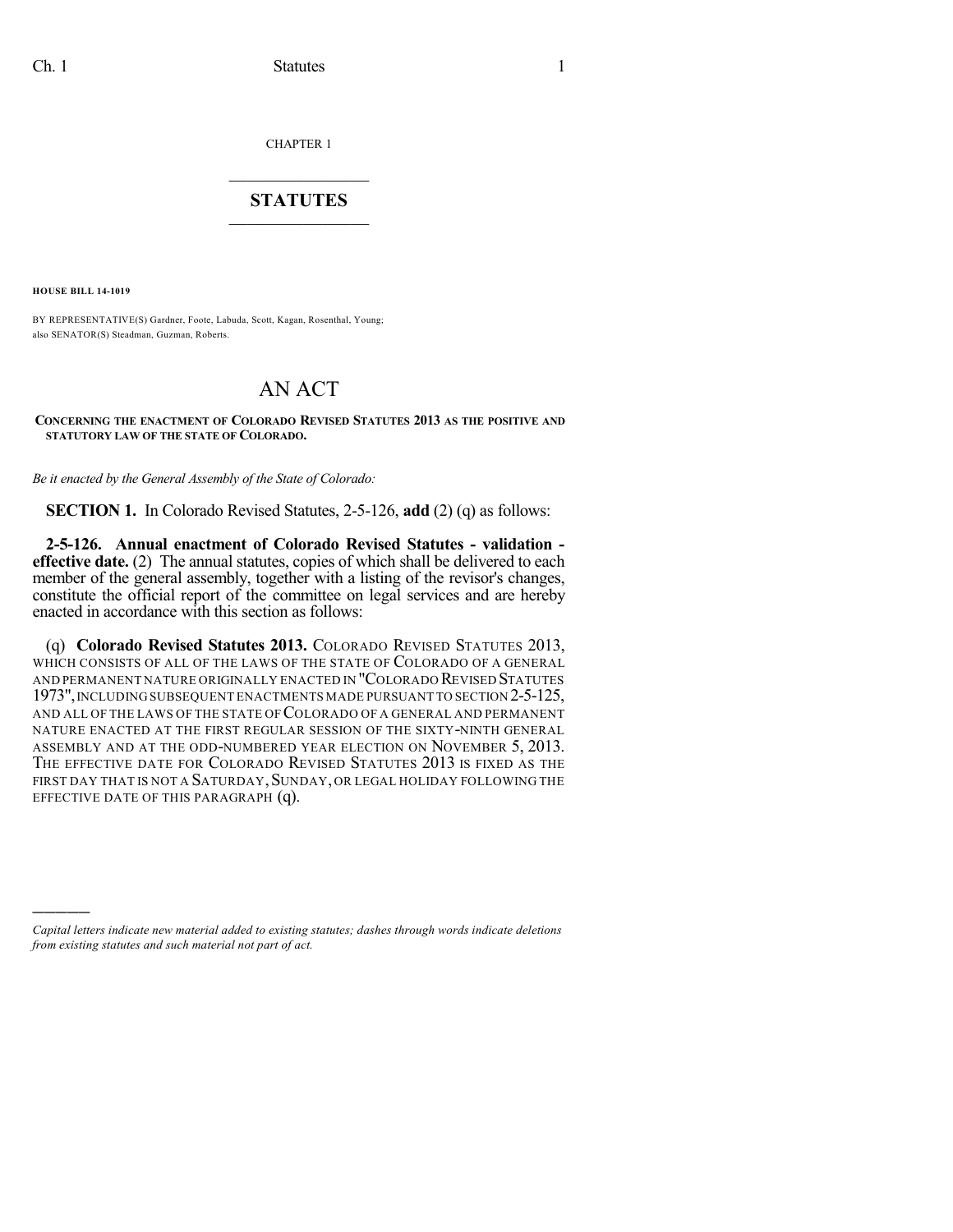CHAPTER 1

# STATUTES

**HOUSE BILL 14-1019**

BY REPRESENTATIVE(S) Gardner, Foote, Labuda, Scott, Kagan, Rosenthal, Young; also SENATOR(S) Steadman, Guzman, Roberts.

# AN ACT

**CONCERNING THE ENACTMENT OF COLORADO REVISED STATUTES 2013 AS THE POSITIVE AND STATUTORY LAW OF THE STATE OF COLORADO.**

*Be it enacted by the General Assembly of the State of Colorado:*

**SECTION 1.** In Colorado Revised Statutes, 2-5-126, **add** (2) (q) as follows:

**2-5-126. Annual enactment of Colorado Revised Statutes - validation - effective date.** (2) The annual statutes, copies of which shall be delivered to each member of the general assembly, together with a listing of the revisor's changes, constitute the official report of the committee on legal services and are hereby enacted in accordance with this section as follows:

(q) **Colorado Revised Statutes 2013.** COLORADO REVISED STATUTES 2013, WHICH CONSISTS OF ALL OF THE LAWS OF THE STATE OF COLORADO OF A GENERAL AND PERMANENT NATURE ORIGINALLY ENACTED IN "COLORADO REVISED STATUTES 1973", INCLUDING SUBSEQUENT ENACTMENTS MADE PURSUANT TO SECTION 2-5-125, AND ALL OF THE LAWS OF THE STATE OF COLORADO OF A GENERAL AND PERMANENT NATURE ENACTED AT THE FIRST REGULAR SESSION OF THE SIXTY-NINTH GENERAL ASSEMBLY AND AT THE ODD-NUMBERED YEAR ELECTION ON NOVEMBER 5, 2013. THE EFFECTIVE DATE FOR COLORADO REVISED STATUTES 2013 IS FIXED AS THE FIRST DAY THAT IS NOT A SATURDAY, SUNDAY, OR LEGAL HOLIDAY FOLLOWING THE EFFECTIVE DATE OF THIS PARAGRAPH (q).

————

*Capital letters indicate new material added to existing statutes; dashes through words indicate deletions from existing statutes and such material not part of act.*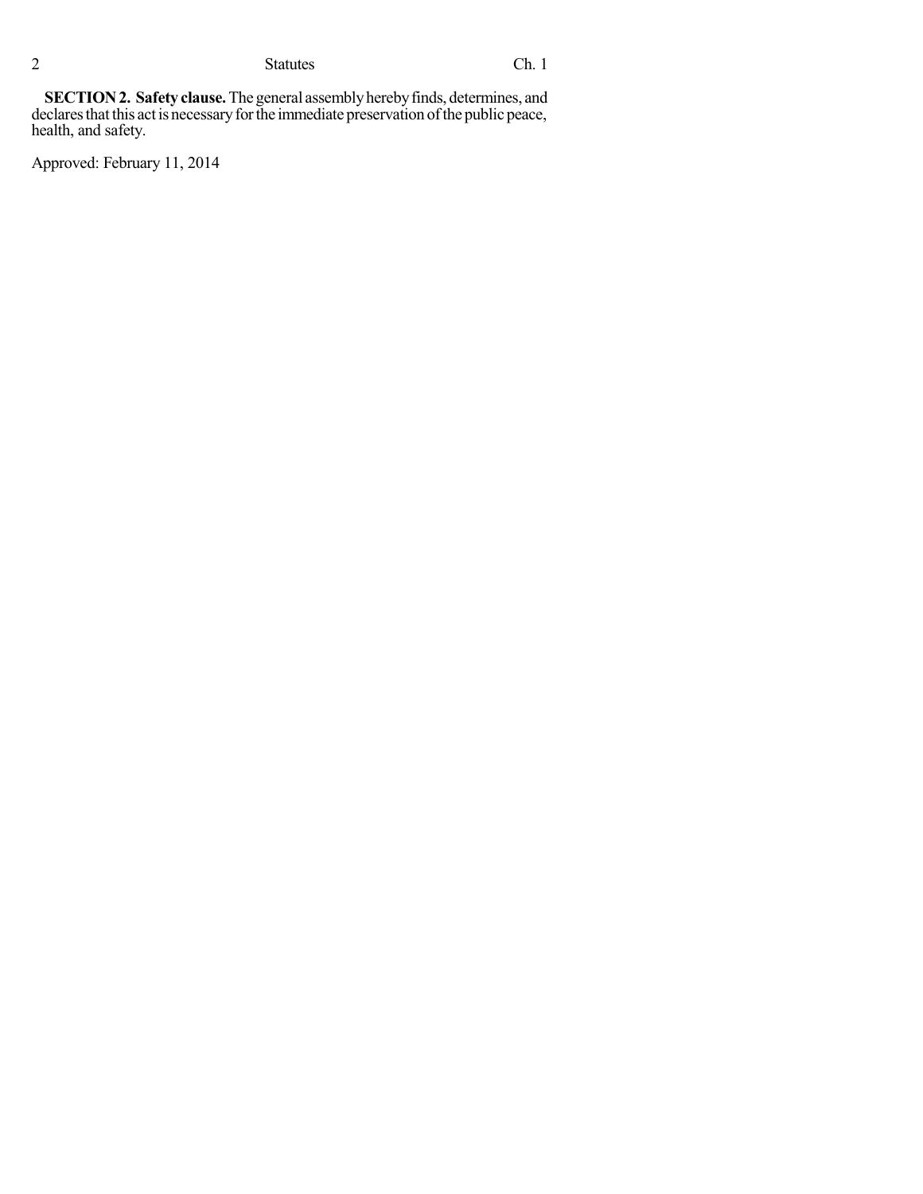**SECTION 2. Safety clause.** The general assembly hereby finds, determines, and declares that this act is necessary for the immediate preservation of the public peace, health, and safety.

Approved: February 11, 2014